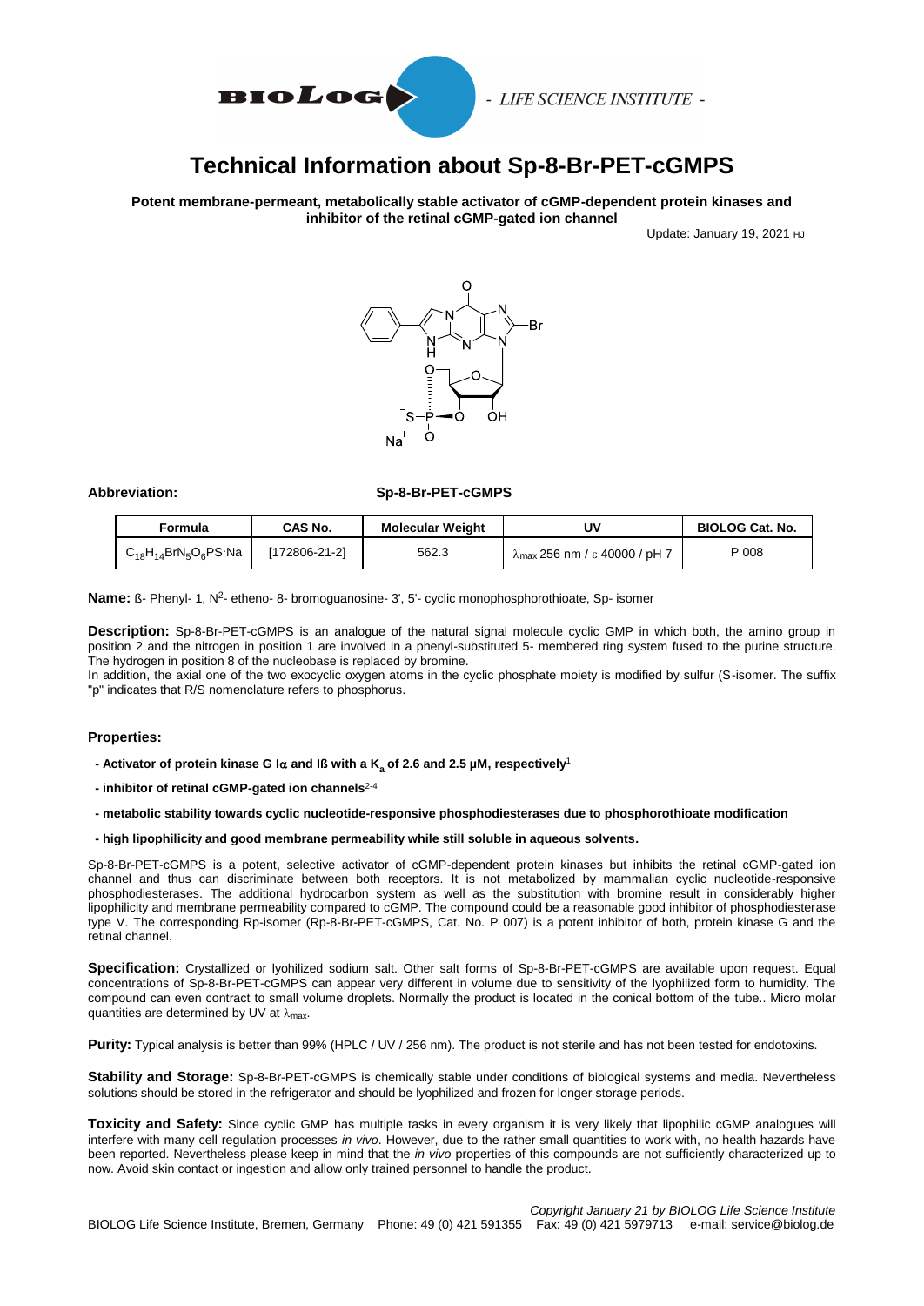# Technical Information about Sp-8-Br-PET-cGMPS

**Potent membrane-permeant, metabolically stable activator of cGMP-dependent protein kinases and inhibitor of the retinal cGMP-gated ion channel**

Update: January 19, 2021 HJ

**Abbreviation:** **Sp-8-Br-PET-cGMPS**

| Formula | CAS No. | Molecular Weight | UV | BIOLOG Cat. No. |
|---|---|---|---|---|
| $C_{18}H_{14}BrN_5O_6PS{\cdot}Na$ | [172806-21-2] | 562.3 | $\lambda_{max}$ 256 nm / ε 40000 / pH 7 | P 008 |

**Name:** ß- Phenyl- 1, $N^2$- etheno- 8- bromoguanosine- 3', 5'- cyclic monophosphorothioate, Sp- isomer

**Description:** Sp-8-Br-PET-cGMPS is an analogue of the natural signal molecule cyclic GMP in which both, the amino group in position 2 and the nitrogen in position 1 are involved in a phenyl-substituted 5- membered ring system fused to the purine structure. The hydrogen in position 8 of the nucleobase is replaced by bromine.
In addition, the axial one of the two exocyclic oxygen atoms in the cyclic phosphate moiety is modified by sulfur (S-isomer. The suffix "p" indicates that R/S nomenclature refers to phosphorus.

**Properties:**

- **Activator of protein kinase G Iα and Iß with a $K_a$ of 2.6 and 2.5 µM, respectively**[1]
- **inhibitor of retinal cGMP-gated ion channels**[2-4]
- **metabolic stability towards cyclic nucleotide-responsive phosphodiesterases due to phosphorothioate modification**
- **high lipophilicity and good membrane permeability while still soluble in aqueous solvents.**

Sp-8-Br-PET-cGMPS is a potent, selective activator of cGMP-dependent protein kinases but inhibits the retinal cGMP-gated ion channel and thus can discriminate between both receptors. It is not metabolized by mammalian cyclic nucleotide-responsive phosphodiesterases. The additional hydrocarbon system as well as the substitution with bromine result in considerably higher lipophilicity and membrane permeability compared to cGMP. The compound could be a reasonable good inhibitor of phosphodiesterase type V. The corresponding Rp-isomer (Rp-8-Br-PET-cGMPS, Cat. No. P 007) is a potent inhibitor of both, protein kinase G and the retinal channel.

**Specification:** Crystallized or lyohilized sodium salt. Other salt forms of Sp-8-Br-PET-cGMPS are available upon request. Equal concentrations of Sp-8-Br-PET-cGMPS can appear very different in volume due to sensitivity of the lyophilized form to humidity. The compound can even contract to small volume droplets. Normally the product is located in the conical bottom of the tube.. Micro molar quantities are determined by UV at $\lambda_{max}$.

**Purity:** Typical analysis is better than 99% (HPLC / UV / 256 nm). The product is not sterile and has not been tested for endotoxins.

**Stability and Storage:** Sp-8-Br-PET-cGMPS is chemically stable under conditions of biological systems and media. Nevertheless solutions should be stored in the refrigerator and should be lyophilized and frozen for longer storage periods.

**Toxicity and Safety:** Since cyclic GMP has multiple tasks in every organism it is very likely that lipophilic cGMP analogues will interfere with many cell regulation processes *in vivo*. However, due to the rather small quantities to work with, no health hazards have been reported. Nevertheless please keep in mind that the *in vivo* properties of this compounds are not sufficiently characterized up to now. Avoid skin contact or ingestion and allow only trained personnel to handle the product.

*Copyright January 21 by BIOLOG Life Science Institute*

BIOLOG Life Science Institute, Bremen, Germany Phone: 49 (0) 421 591355 Fax: 49 (0) 421 5979713 e-mail: service@biolog.de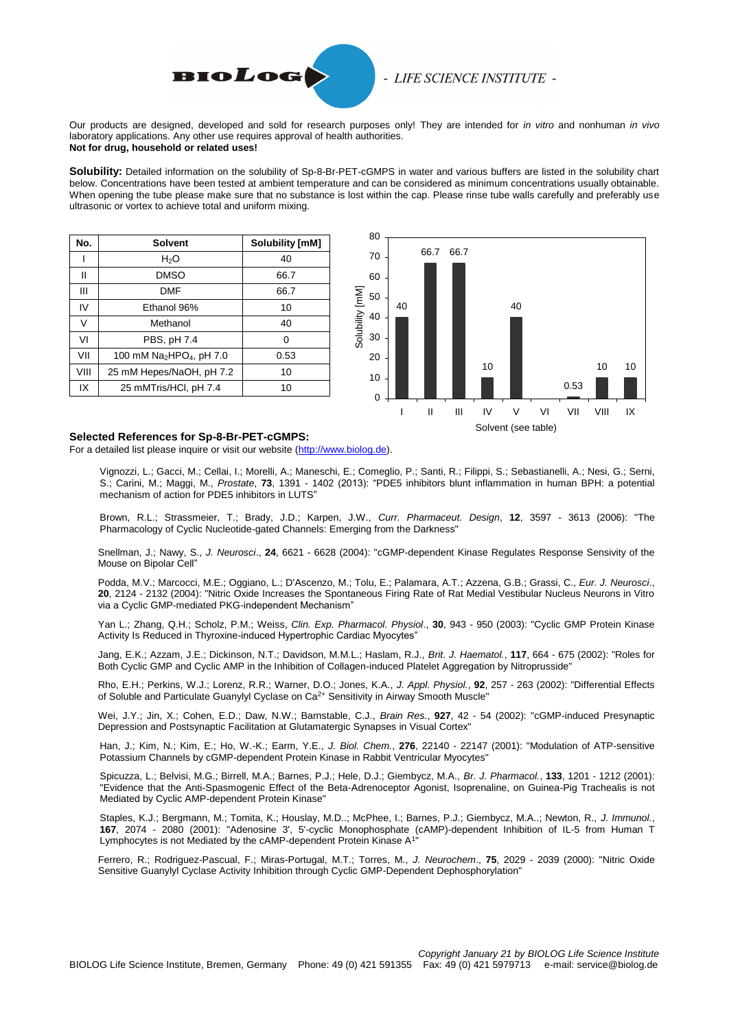Our products are designed, developed and sold for research purposes only! They are intended for *in vitro* and nonhuman *in vivo* laboratory applications. Any other use requires approval of health authorities.
**Not for drug, household or related uses!**

**Solubility:** Detailed information on the solubility of Sp-8-Br-PET-cGMPS in water and various buffers are listed in the solubility chart below. Concentrations have been tested at ambient temperature and can be considered as minimum concentrations usually obtainable. When opening the tube please make sure that no substance is lost within the cap. Please rinse tube walls carefully and preferably use ultrasonic or vortex to achieve total and uniform mixing.

| No. | Solvent | Solubility [mM] |
|---|---|---|
| I | $H_2O$ | 40 |
| II | DMSO | 66.7 |
| III | DMF | 66.7 |
| IV | Ethanol 96% | 10 |
| V | Methanol | 40 |
| VI | PBS, pH 7.4 | 0 |
| VII | 100 mM $Na_2HPO_4$, pH 7.0 | 0.53 |
| VIII | 25 mM Hepes/NaOH, pH 7.2 | 10 |
| IX | 25 mMTris/HCl, pH 7.4 | 10 |

**Selected References for Sp-8-Br-PET-cGMPS:**
For a detailed list please inquire or visit our website (http://www.biolog.de).

Vignozzi, L.; Gacci, M.; Cellai, I.; Morelli, A.; Maneschi, E.; Comeglio, P.; Santi, R.; Filippi, S.; Sebastianelli, A.; Nesi, G.; Serni, S.; Carini, M.; Maggi, M., *Prostate*, **73**, 1391 - 1402 (2013): "PDE5 inhibitors blunt inflammation in human BPH: a potential mechanism of action for PDE5 inhibitors in LUTS"

Brown, R.L.; Strassmeier, T.; Brady, J.D.; Karpen, J.W., *Curr. Pharmaceut. Design*, **12**, 3597 - 3613 (2006): "The Pharmacology of Cyclic Nucleotide-gated Channels: Emerging from the Darkness"

Snellman, J.; Nawy, S., *J. Neurosci*., **24**, 6621 - 6628 (2004): "cGMP-dependent Kinase Regulates Response Sensivity of the Mouse on Bipolar Cell"

Podda, M.V.; Marcocci, M.E.; Oggiano, L.; D'Ascenzo, M.; Tolu, E.; Palamara, A.T.; Azzena, G.B.; Grassi, C., *Eur. J. Neurosci*., **20**, 2124 - 2132 (2004): "Nitric Oxide Increases the Spontaneous Firing Rate of Rat Medial Vestibular Nucleus Neurons in Vitro via a Cyclic GMP-mediated PKG-independent Mechanism"

Yan L.; Zhang, Q.H.; Scholz, P.M.; Weiss, *Clin. Exp. Pharmacol. Physiol*., **30**, 943 - 950 (2003): "Cyclic GMP Protein Kinase Activity Is Reduced in Thyroxine-induced Hypertrophic Cardiac Myocytes"

Jang, E.K.; Azzam, J.E.; Dickinson, N.T.; Davidson, M.M.L.; Haslam, R.J., *Brit. J. Haematol.*, **117**, 664 - 675 (2002): "Roles for Both Cyclic GMP and Cyclic AMP in the Inhibition of Collagen-induced Platelet Aggregation by Nitroprusside"

Rho, E.H.; Perkins, W.J.; Lorenz, R.R.; Warner, D.O.; Jones, K.A., *J. Appl. Physiol.*, **92**, 257 - 263 (2002): "Differential Effects of Soluble and Particulate Guanylyl Cyclase on $Ca^{2+}$ Sensitivity in Airway Smooth Muscle"

Wei, J.Y.; Jin, X.; Cohen, E.D.; Daw, N.W.; Barnstable, C.J., *Brain Res.*, **927**, 42 - 54 (2002): "cGMP-induced Presynaptic Depression and Postsynaptic Facilitation at Glutamatergic Synapses in Visual Cortex"

Han, J.; Kim, N.; Kim, E.; Ho, W.-K.; Earm, Y.E., *J. Biol. Chem.*, **276**, 22140 - 22147 (2001): "Modulation of ATP-sensitive Potassium Channels by cGMP-dependent Protein Kinase in Rabbit Ventricular Myocytes"

Spicuzza, L.; Belvisi, M.G.; Birrell, M.A.; Barnes, P.J.; Hele, D.J.; Giembycz, M.A., *Br. J. Pharmacol.*, **133**, 1201 - 1212 (2001): "Evidence that the Anti-Spasmogenic Effect of the Beta-Adrenoceptor Agonist, Isoprenaline, on Guinea-Pig Trachealis is not Mediated by Cyclic AMP-dependent Protein Kinase"

Staples, K.J.; Bergmann, M.; Tomita, K.; Houslay, M.D..; McPhee, I.; Barnes, P.J.; Giembycz, M.A..; Newton, R., *J. Immunol.*, **167**, 2074 - 2080 (2001): "Adenosine 3', 5'-cyclic Monophosphate (cAMP)-dependent Inhibition of IL-5 from Human T Lymphocytes is not Mediated by the cAMP-dependent Protein Kinase A[1]"

Ferrero, R.; Rodriguez-Pascual, F.; Miras-Portugal, M.T.; Torres, M., *J. Neurochem*., **75**, 2029 - 2039 (2000): "Nitric Oxide Sensitive Guanylyl Cyclase Activity Inhibition through Cyclic GMP-Dependent Dephosphorylation"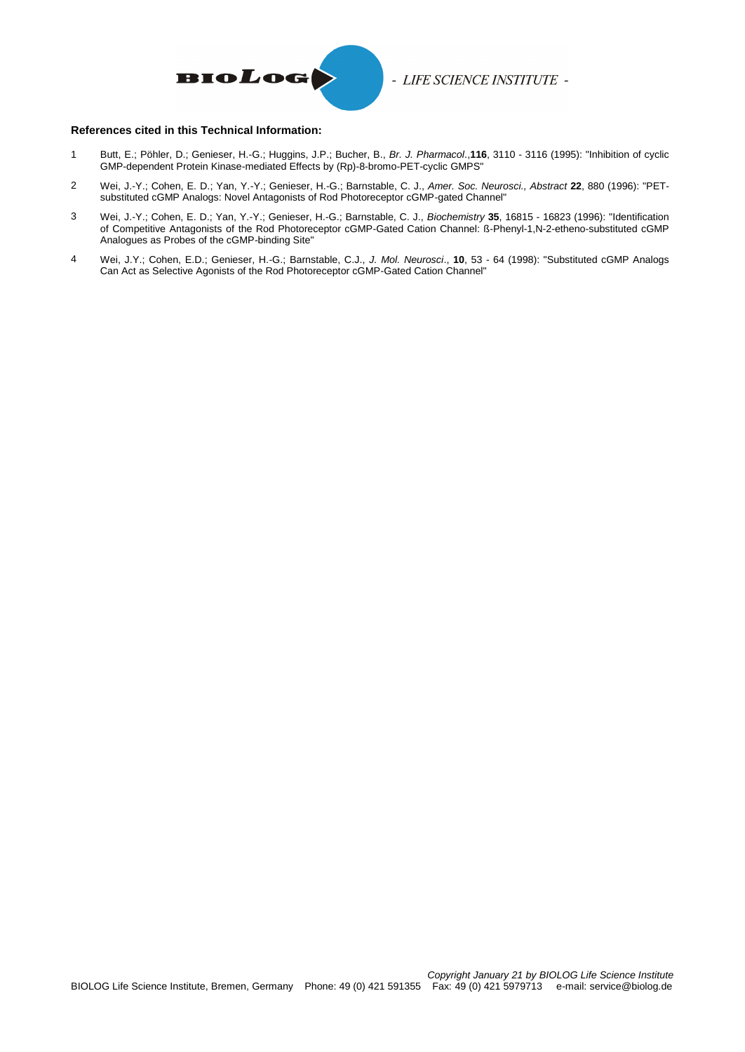**References cited in this Technical Information:**

1. Butt, E.; Pöhler, D.; Genieser, H.-G.; Huggins, J.P.; Bucher, B., *Br. J. Pharmacol.*,**116**, 3110 - 3116 (1995): "Inhibition of cyclic GMP-dependent Protein Kinase-mediated Effects by (Rp)-8-bromo-PET-cyclic GMPS"

2. Wei, J.-Y.; Cohen, E. D.; Yan, Y.-Y.; Genieser, H.-G.; Barnstable, C. J., *Amer. Soc. Neurosci., Abstract* **22**, 880 (1996): "PET-substituted cGMP Analogs: Novel Antagonists of Rod Photoreceptor cGMP-gated Channel"

3. Wei, J.-Y.; Cohen, E. D.; Yan, Y.-Y.; Genieser, H.-G.; Barnstable, C. J., *Biochemistry* **35**, 16815 - 16823 (1996): "Identification of Competitive Antagonists of the Rod Photoreceptor cGMP-Gated Cation Channel: ß-Phenyl-1,N-2-etheno-substituted cGMP Analogues as Probes of the cGMP-binding Site"

4. Wei, J.Y.; Cohen, E.D.; Genieser, H.-G.; Barnstable, C.J., *J. Mol. Neurosci*., **10**, 53 - 64 (1998): "Substituted cGMP Analogs Can Act as Selective Agonists of the Rod Photoreceptor cGMP-Gated Cation Channel"